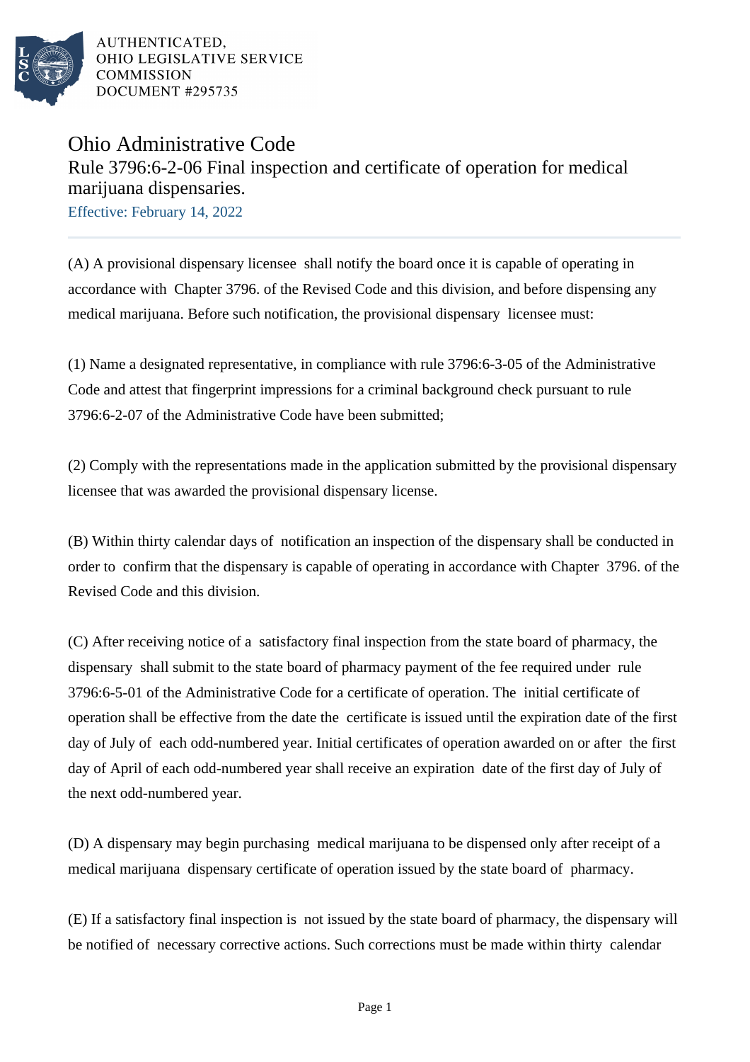AUTHENTICATED,
OHIO LEGISLATIVE SERVICE
COMMISSION
DOCUMENT #295735

# Ohio Administrative Code

## Rule 3796:6-2-06 Final inspection and certificate of operation for medical marijuana dispensaries.

Effective: February 14, 2022

---

(A) A provisional dispensary licensee shall notify the board once it is capable of operating in accordance with Chapter 3796. of the Revised Code and this division, and before dispensing any medical marijuana. Before such notification, the provisional dispensary licensee must:

(1) Name a designated representative, in compliance with rule 3796:6-3-05 of the Administrative Code and attest that fingerprint impressions for a criminal background check pursuant to rule 3796:6-2-07 of the Administrative Code have been submitted;

(2) Comply with the representations made in the application submitted by the provisional dispensary licensee that was awarded the provisional dispensary license.

(B) Within thirty calendar days of notification an inspection of the dispensary shall be conducted in order to confirm that the dispensary is capable of operating in accordance with Chapter 3796. of the Revised Code and this division.

(C) After receiving notice of a satisfactory final inspection from the state board of pharmacy, the dispensary shall submit to the state board of pharmacy payment of the fee required under rule 3796:6-5-01 of the Administrative Code for a certificate of operation. The initial certificate of operation shall be effective from the date the certificate is issued until the expiration date of the first day of July of each odd-numbered year. Initial certificates of operation awarded on or after the first day of April of each odd-numbered year shall receive an expiration date of the first day of July of the next odd-numbered year.

(D) A dispensary may begin purchasing medical marijuana to be dispensed only after receipt of a medical marijuana dispensary certificate of operation issued by the state board of pharmacy.

(E) If a satisfactory final inspection is not issued by the state board of pharmacy, the dispensary will be notified of necessary corrective actions. Such corrections must be made within thirty calendar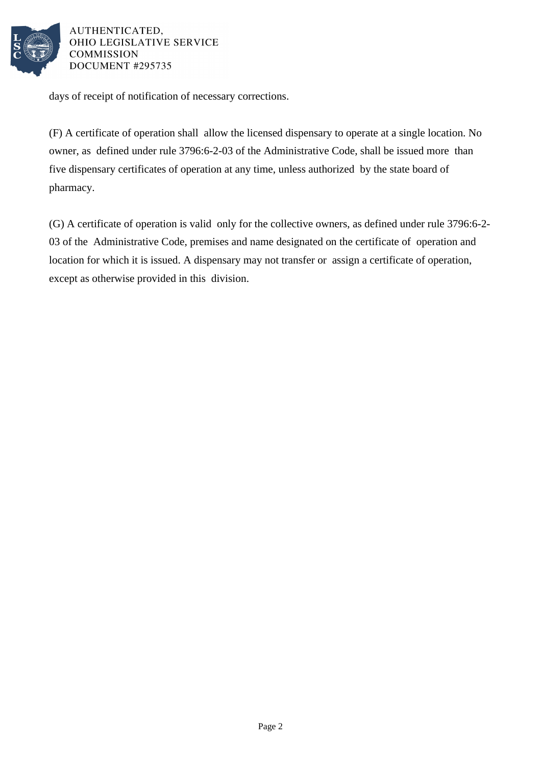days of receipt of notification of necessary corrections.

(F) A certificate of operation shall allow the licensed dispensary to operate at a single location. No owner, as defined under rule 3796:6-2-03 of the Administrative Code, shall be issued more than five dispensary certificates of operation at any time, unless authorized by the state board of pharmacy.

(G) A certificate of operation is valid only for the collective owners, as defined under rule 3796:6-2-03 of the Administrative Code, premises and name designated on the certificate of operation and location for which it is issued. A dispensary may not transfer or assign a certificate of operation, except as otherwise provided in this division.